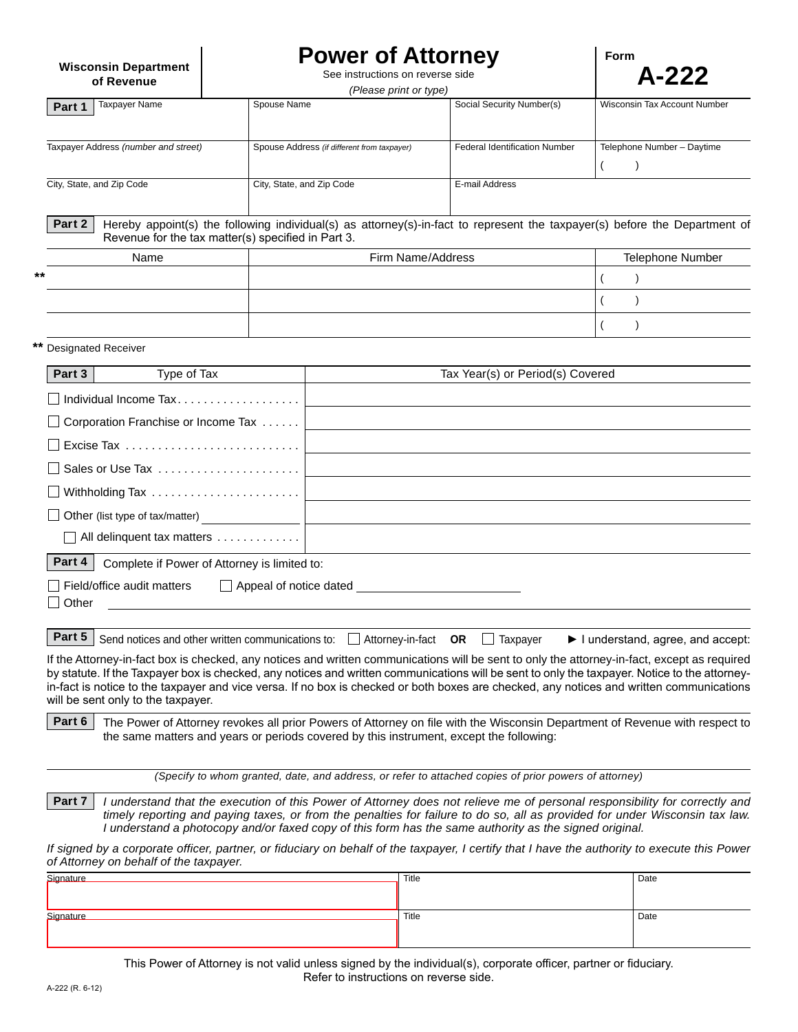**Wisconsin Department of Revenue**

# Power of Attorney

See instructions on reverse side

*(Please print or type)*

**Form A-222**

**Part 1**

| Taxpayer Name | Spouse Name | Social Security Number(s) | Wisconsin Tax Account Number |
|---|---|---|---|
| Taxpayer Address *(number and street)* | Spouse Address *(if different from taxpayer)* | Federal Identification Number | Telephone Number – Daytime ( ) |
| City, State, and Zip Code | City, State, and Zip Code | E-mail Address | |

**Part 2** Hereby appoint(s) the following individual(s) as attorney(s)-in-fact to represent the taxpayer(s) before the Department of Revenue for the tax matter(s) specified in Part 3.

| | Name | Firm Name/Address | Telephone Number |
|---|---|---|---|
| ** | | | ( ) |
| | | | ( ) |
| | | | ( ) |

** Designated Receiver

| **Part 3** Type of Tax | Tax Year(s) or Period(s) Covered |
|---|---|
| ☐ Individual Income Tax . . . . . . . . . . . . . . . . . . | |
| ☐ Corporation Franchise or Income Tax . . . . . . | |
| ☐ Excise Tax . . . . . . . . . . . . . . . . . . . . . . . . . . | |
| ☐ Sales or Use Tax . . . . . . . . . . . . . . . . . . . . . . | |
| ☐ Withholding Tax . . . . . . . . . . . . . . . . . . . . . . . | |
| ☐ Other (list type of tax/matter) ____________ | |
| ☐ All delinquent tax matters . . . . . . . . . . . . . | |

**Part 4** Complete if Power of Attorney is limited to:

☐ Field/office audit matters ☐ Appeal of notice dated ____________

☐ Other ____________

**Part 5** Send notices and other written communications to: ☐ Attorney-in-fact **OR** ☐ Taxpayer ► I understand, agree, and accept:

If the Attorney-in-fact box is checked, any notices and written communications will be sent to only the attorney-in-fact, except as required by statute. If the Taxpayer box is checked, any notices and written communications will be sent to only the taxpayer. Notice to the attorney-in-fact is notice to the taxpayer and vice versa. If no box is checked or both boxes are checked, any notices and written communications will be sent only to the taxpayer.

**Part 6** The Power of Attorney revokes all prior Powers of Attorney on file with the Wisconsin Department of Revenue with respect to the same matters and years or periods covered by this instrument, except the following:

____________

*(Specify to whom granted, date, and address, or refer to attached copies of prior powers of attorney)*

**Part 7** *I understand that the execution of this Power of Attorney does not relieve me of personal responsibility for correctly and timely reporting and paying taxes, or from the penalties for failure to do so, all as provided for under Wisconsin tax law. I understand a photocopy and/or faxed copy of this form has the same authority as the signed original.*

*If signed by a corporate officer, partner, or fiduciary on behalf of the taxpayer, I certify that I have the authority to execute this Power of Attorney on behalf of the taxpayer.*

| Signature | Title | Date |
|---|---|---|
| | | |
| Signature | Title | Date |
| | | |

This Power of Attorney is not valid unless signed by the individual(s), corporate officer, partner or fiduciary.
Refer to instructions on reverse side.

A-222 (R. 6-12)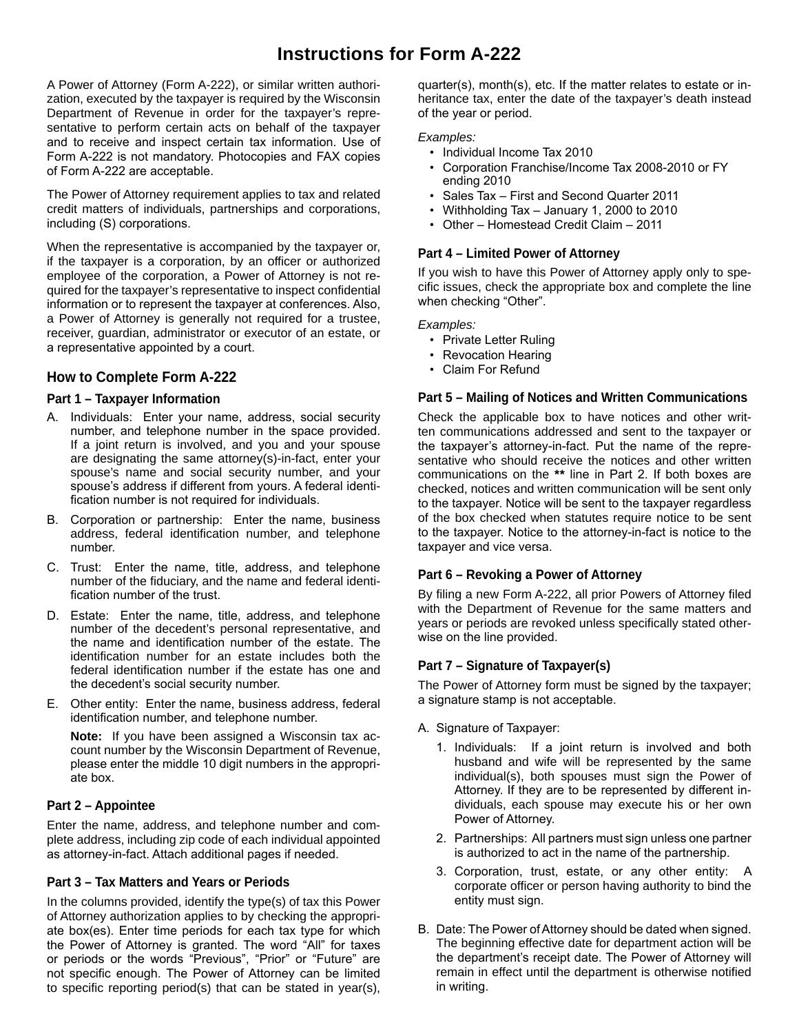# Instructions for Form A-222

A Power of Attorney (Form A-222), or similar written authorization, executed by the taxpayer is required by the Wisconsin Department of Revenue in order for the taxpayer's representative to perform certain acts on behalf of the taxpayer and to receive and inspect certain tax information. Use of Form A-222 is not mandatory. Photocopies and FAX copies of Form A-222 are acceptable.

The Power of Attorney requirement applies to tax and related credit matters of individuals, partnerships and corporations, including (S) corporations.

When the representative is accompanied by the taxpayer or, if the taxpayer is a corporation, by an officer or authorized employee of the corporation, a Power of Attorney is not required for the taxpayer's representative to inspect confidential information or to represent the taxpayer at conferences. Also, a Power of Attorney is generally not required for a trustee, receiver, guardian, administrator or executor of an estate, or a representative appointed by a court.

## How to Complete Form A-222

### Part 1 – Taxpayer Information

A. Individuals: Enter your name, address, social security number, and telephone number in the space provided. If a joint return is involved, and you and your spouse are designating the same attorney(s)-in-fact, enter your spouse's name and social security number, and your spouse's address if different from yours. A federal identification number is not required for individuals.

B. Corporation or partnership: Enter the name, business address, federal identification number, and telephone number.

C. Trust: Enter the name, title, address, and telephone number of the fiduciary, and the name and federal identification number of the trust.

D. Estate: Enter the name, title, address, and telephone number of the decedent's personal representative, and the name and identification number of the estate. The identification number for an estate includes both the federal identification number if the estate has one and the decedent's social security number.

E. Other entity: Enter the name, business address, federal identification number, and telephone number.

   **Note:** If you have been assigned a Wisconsin tax account number by the Wisconsin Department of Revenue, please enter the middle 10 digit numbers in the appropriate box.

### Part 2 – Appointee

Enter the name, address, and telephone number and complete address, including zip code of each individual appointed as attorney-in-fact. Attach additional pages if needed.

### Part 3 – Tax Matters and Years or Periods

In the columns provided, identify the type(s) of tax this Power of Attorney authorization applies to by checking the appropriate box(es). Enter time periods for each tax type for which the Power of Attorney is granted. The word "All" for taxes or periods or the words "Previous", "Prior" or "Future" are not specific enough. The Power of Attorney can be limited to specific reporting period(s) that can be stated in year(s), quarter(s), month(s), etc. If the matter relates to estate or inheritance tax, enter the date of the taxpayer's death instead of the year or period.

*Examples:*

- Individual Income Tax 2010
- Corporation Franchise/Income Tax 2008-2010 or FY ending 2010
- Sales Tax – First and Second Quarter 2011
- Withholding Tax – January 1, 2000 to 2010
- Other – Homestead Credit Claim – 2011

### Part 4 – Limited Power of Attorney

If you wish to have this Power of Attorney apply only to specific issues, check the appropriate box and complete the line when checking "Other".

*Examples:*

- Private Letter Ruling
- Revocation Hearing
- Claim For Refund

### Part 5 – Mailing of Notices and Written Communications

Check the applicable box to have notices and other written communications addressed and sent to the taxpayer or the taxpayer's attorney-in-fact. Put the name of the representative who should receive the notices and other written communications on the **\*\*** line in Part 2. If both boxes are checked, notices and written communication will be sent only to the taxpayer. Notice will be sent to the taxpayer regardless of the box checked when statutes require notice to be sent to the taxpayer. Notice to the attorney-in-fact is notice to the taxpayer and vice versa.

### Part 6 – Revoking a Power of Attorney

By filing a new Form A-222, all prior Powers of Attorney filed with the Department of Revenue for the same matters and years or periods are revoked unless specifically stated otherwise on the line provided.

### Part 7 – Signature of Taxpayer(s)

The Power of Attorney form must be signed by the taxpayer; a signature stamp is not acceptable.

A. Signature of Taxpayer:

   1. Individuals: If a joint return is involved and both husband and wife will be represented by the same individual(s), both spouses must sign the Power of Attorney. If they are to be represented by different individuals, each spouse may execute his or her own Power of Attorney.
   2. Partnerships: All partners must sign unless one partner is authorized to act in the name of the partnership.
   3. Corporation, trust, estate, or any other entity: A corporate officer or person having authority to bind the entity must sign.

B. Date: The Power of Attorney should be dated when signed. The beginning effective date for department action will be the department's receipt date. The Power of Attorney will remain in effect until the department is otherwise notified in writing.